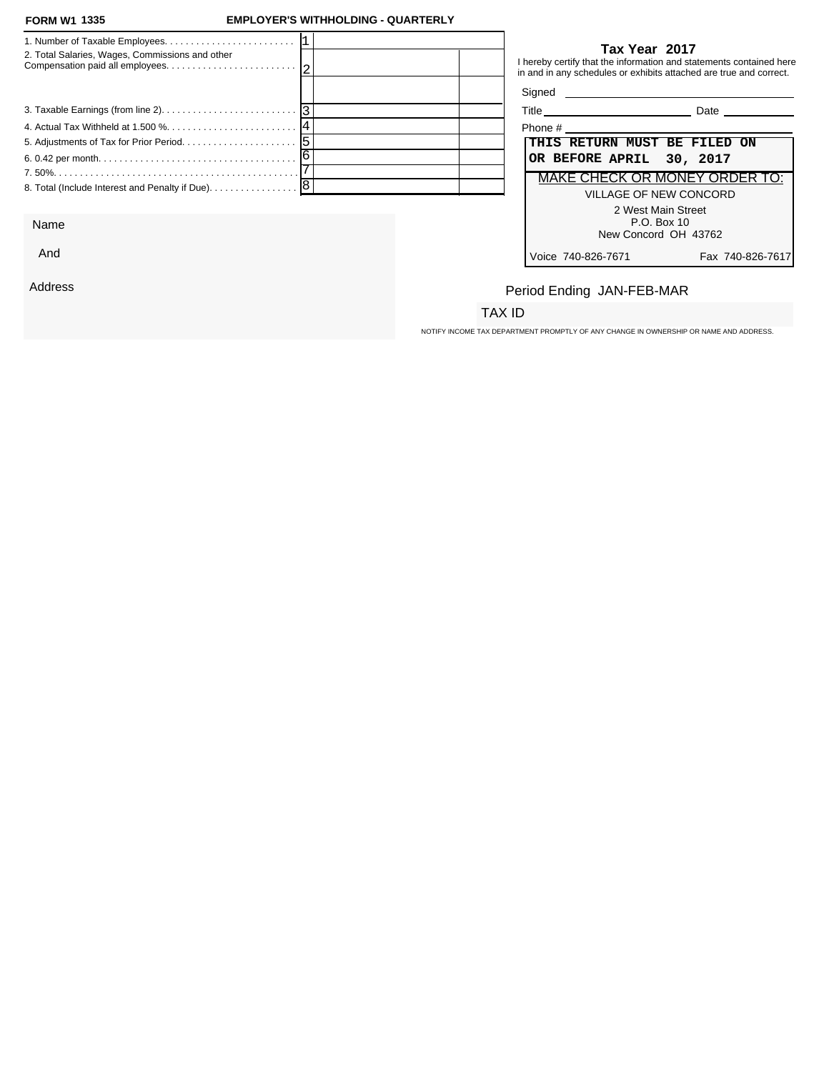**FORM W1 1335** **EMPLOYER'S WITHHOLDING - QUARTERLY**

| | | | |
|---|---|---|---|
| 1. Number of Taxable Employees. | 1 | | |
| 2. Total Salaries, Wages, Commissions and other Compensation paid all employees. | 2 | | |
| | | | |
| 3. Taxable Earnings (from line 2). | 3 | | |
| 4. Actual Tax Withheld at 1.500 %. | 4 | | |
| 5. Adjustments of Tax for Prior Period. | 5 | | |
| 6. 0.42 per month. | 6 | | |
| 7. 50%. | 7 | | |
| 8. Total (Include Interest and Penalty if Due). | 8 | | |

**Tax Year 2017**

I hereby certify that the information and statements contained here in and in any schedules or exhibits attached are true and correct.

Signed ______________________

Title ______________________ Date ____________

Phone # ______________________

**THIS RETURN MUST BE FILED ON OR BEFORE APRIL 30, 2017**

MAKE CHECK OR MONEY ORDER TO:

VILLAGE OF NEW CONCORD
2 West Main Street
P.O. Box 10
New Concord OH 43762

Voice 740-826-7671 Fax 740-826-7617

Name

And

Address

Period Ending JAN-FEB-MAR

TAX ID

NOTIFY INCOME TAX DEPARTMENT PROMPTLY OF ANY CHANGE IN OWNERSHIP OR NAME AND ADDRESS.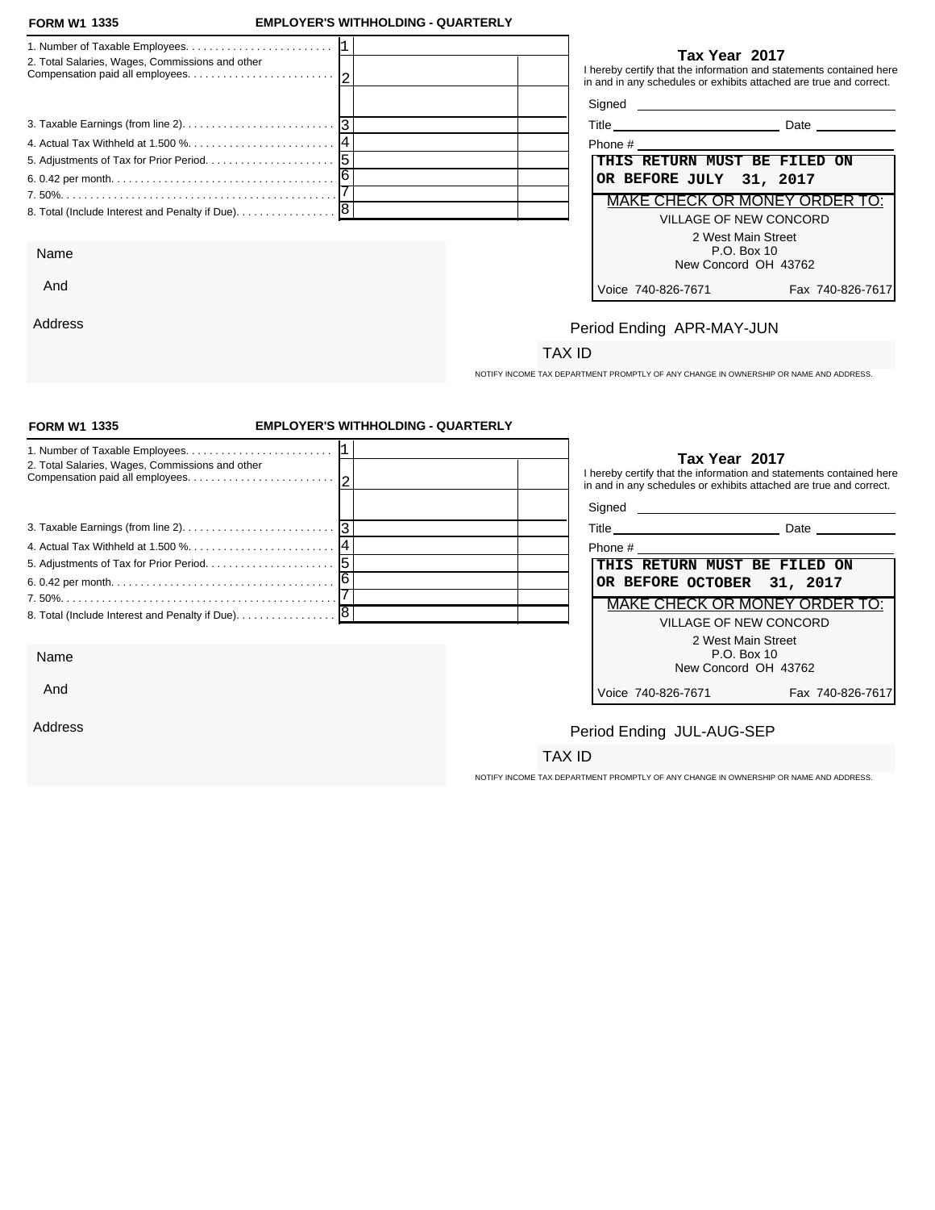**FORM W1 1335** **EMPLOYER'S WITHHOLDING - QUARTERLY**

| | | | |
|---|---|---|---|
| 1. Number of Taxable Employees. | 1 | | |
| 2. Total Salaries, Wages, Commissions and other Compensation paid all employees. | 2 | | |
| | | | |
| 3. Taxable Earnings (from line 2). | 3 | | |
| 4. Actual Tax Withheld at 1.500 %. | 4 | | |
| 5. Adjustments of Tax for Prior Period. | 5 | | |
| 6. 0.42 per month. | 6 | | |
| 7. 50%. | 7 | | |
| 8. Total (Include Interest and Penalty if Due). | 8 | | |

**Tax Year 2017**

I hereby certify that the information and statements contained here in and in any schedules or exhibits attached are true and correct.

Signed

Title Date

Phone #

**THIS RETURN MUST BE FILED ON OR BEFORE JULY 31, 2017**

MAKE CHECK OR MONEY ORDER TO:

VILLAGE OF NEW CONCORD

2 West Main Street
P.O. Box 10
New Concord OH 43762

Voice 740-826-7671 Fax 740-826-7617

Name

And

Address

Period Ending APR-MAY-JUN

TAX ID

NOTIFY INCOME TAX DEPARTMENT PROMPTLY OF ANY CHANGE IN OWNERSHIP OR NAME AND ADDRESS.

**FORM W1 1335** **EMPLOYER'S WITHHOLDING - QUARTERLY**

| | | | |
|---|---|---|---|
| 1. Number of Taxable Employees. | 1 | | |
| 2. Total Salaries, Wages, Commissions and other Compensation paid all employees. | 2 | | |
| | | | |
| 3. Taxable Earnings (from line 2). | 3 | | |
| 4. Actual Tax Withheld at 1.500 %. | 4 | | |
| 5. Adjustments of Tax for Prior Period. | 5 | | |
| 6. 0.42 per month. | 6 | | |
| 7. 50%. | 7 | | |
| 8. Total (Include Interest and Penalty if Due). | 8 | | |

**Tax Year 2017**

I hereby certify that the information and statements contained here in and in any schedules or exhibits attached are true and correct.

Signed

Title Date

Phone #

**THIS RETURN MUST BE FILED ON OR BEFORE OCTOBER 31, 2017**

MAKE CHECK OR MONEY ORDER TO:

VILLAGE OF NEW CONCORD

2 West Main Street
P.O. Box 10
New Concord OH 43762

Voice 740-826-7671 Fax 740-826-7617

Name

And

Address

Period Ending JUL-AUG-SEP

TAX ID

NOTIFY INCOME TAX DEPARTMENT PROMPTLY OF ANY CHANGE IN OWNERSHIP OR NAME AND ADDRESS.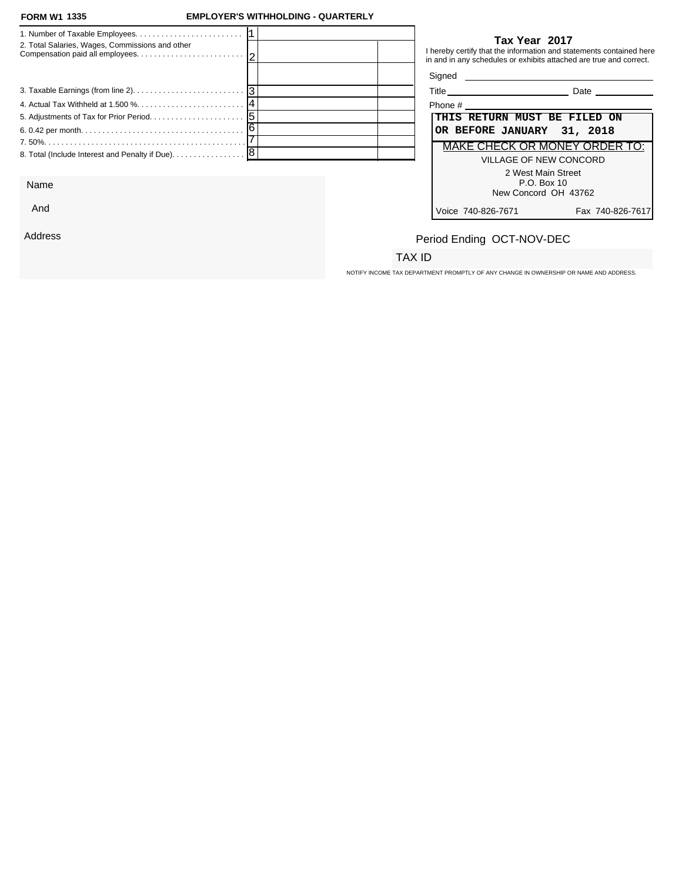**FORM W1 1335** **EMPLOYER'S WITHHOLDING - QUARTERLY**

| | | | |
|---|---|---|---|
| 1. Number of Taxable Employees. | 1 | | |
| 2. Total Salaries, Wages, Commissions and other Compensation paid all employees. | 2 | | |
| | | | |
| 3. Taxable Earnings (from line 2). | 3 | | |
| 4. Actual Tax Withheld at 1.500 %. | 4 | | |
| 5. Adjustments of Tax for Prior Period. | 5 | | |
| 6. 0.42 per month. | 6 | | |
| 7. 50%. | 7 | | |
| 8. Total (Include Interest and Penalty if Due). | 8 | | |

## Tax Year 2017

I hereby certify that the information and statements contained here in and in any schedules or exhibits attached are true and correct.

Signed ______________________

Title ______________________ Date ____________

Phone # ______________________

**THIS RETURN MUST BE FILED ON OR BEFORE JANUARY 31, 2018**

MAKE CHECK OR MONEY ORDER TO:

VILLAGE OF NEW CONCORD
2 West Main Street
P.O. Box 10
New Concord OH 43762

Voice 740-826-7671 Fax 740-826-7617

Name

And

Address

Period Ending OCT-NOV-DEC

TAX ID

NOTIFY INCOME TAX DEPARTMENT PROMPTLY OF ANY CHANGE IN OWNERSHIP OR NAME AND ADDRESS.